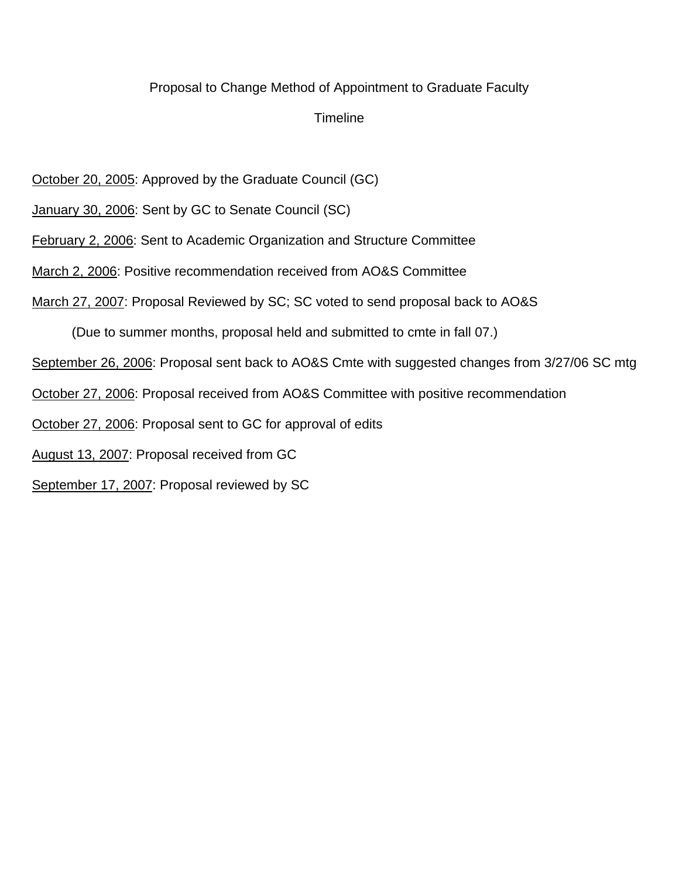Proposal to Change Method of Appointment to Graduate Faculty

Timeline

<u>October 20, 2005</u>: Approved by the Graduate Council (GC)

<u>January 30, 2006</u>: Sent by GC to Senate Council (SC)

<u>February 2, 2006</u>: Sent to Academic Organization and Structure Committee

<u>March 2, 2006</u>: Positive recommendation received from AO&S Committee

<u>March 27, 2007</u>: Proposal Reviewed by SC; SC voted to send proposal back to AO&S

(Due to summer months, proposal held and submitted to cmte in fall 07.)

<u>September 26, 2006</u>: Proposal sent back to AO&S Cmte with suggested changes from 3/27/06 SC mtg

<u>October 27, 2006</u>: Proposal received from AO&S Committee with positive recommendation

<u>October 27, 2006</u>: Proposal sent to GC for approval of edits

<u>August 13, 2007</u>: Proposal received from GC

<u>September 17, 2007</u>: Proposal reviewed by SC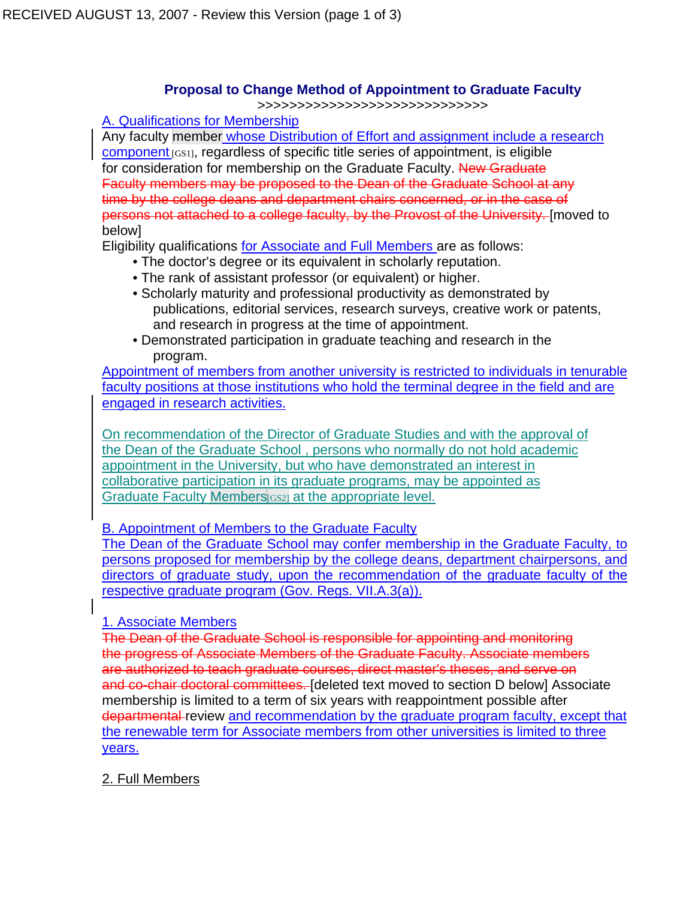**Proposal to Change Method of Appointment to Graduate Faculty**

>>>>>>>>>>>>>>>>>>>>>>>>>>>>>

A. Qualifications for Membership

Any faculty member whose Distribution of Effort and assignment include a research component [GS1], regardless of specific title series of appointment, is eligible for consideration for membership on the Graduate Faculty. ~~New Graduate Faculty members may be proposed to the Dean of the Graduate School at any time by the college deans and department chairs concerned, or in the case of persons not attached to a college faculty, by the Provost of the University.~~ [moved to below]

Eligibility qualifications for Associate and Full Members are as follows:

- The doctor's degree or its equivalent in scholarly reputation.
- The rank of assistant professor (or equivalent) or higher.
- Scholarly maturity and professional productivity as demonstrated by publications, editorial services, research surveys, creative work or patents, and research in progress at the time of appointment.
- Demonstrated participation in graduate teaching and research in the program.

Appointment of members from another university is restricted to individuals in tenurable faculty positions at those institutions who hold the terminal degree in the field and are engaged in research activities.

On recommendation of the Director of Graduate Studies and with the approval of the Dean of the Graduate School , persons who normally do not hold academic appointment in the University, but who have demonstrated an interest in collaborative participation in its graduate programs, may be appointed as Graduate Faculty Members [GS2] at the appropriate level.

B. Appointment of Members to the Graduate Faculty

The Dean of the Graduate School may confer membership in the Graduate Faculty, to persons proposed for membership by the college deans, department chairpersons, and directors of graduate study, upon the recommendation of the graduate faculty of the respective graduate program (Gov. Regs. VII.A.3(a)).

1. Associate Members

~~The Dean of the Graduate School is responsible for appointing and monitoring the progress of Associate Members of the Graduate Faculty. Associate members are authorized to teach graduate courses, direct master's theses, and serve on and co-chair doctoral committees.~~ [deleted text moved to section D below] Associate membership is limited to a term of six years with reappointment possible after ~~departmental~~ review and recommendation by the graduate program faculty, except that the renewable term for Associate members from other universities is limited to three years.

2. Full Members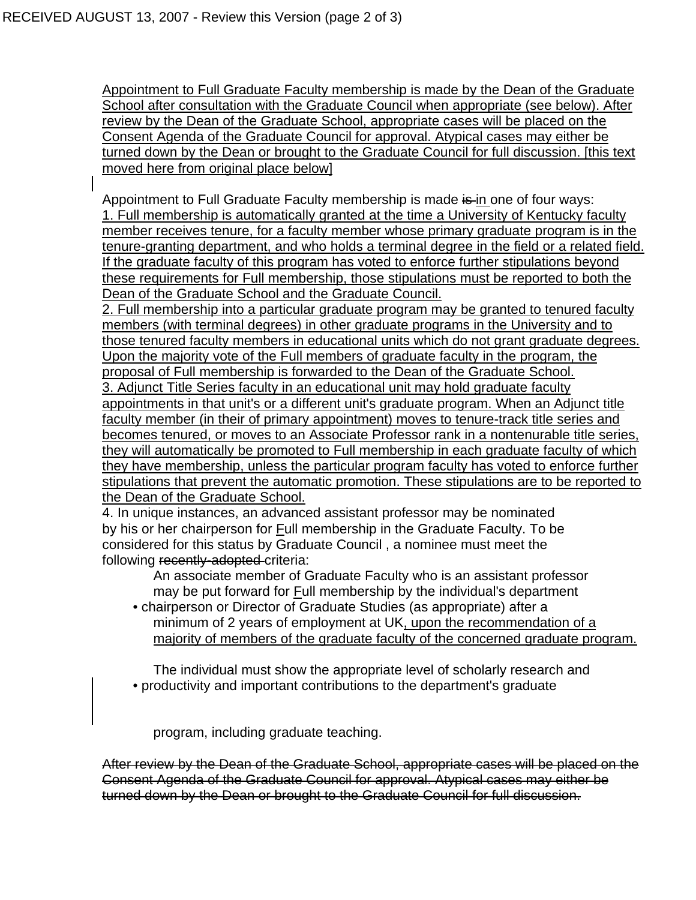Appointment to Full Graduate Faculty membership is made by the Dean of the Graduate School after consultation with the Graduate Council when appropriate (see below). After review by the Dean of the Graduate School, appropriate cases will be placed on the Consent Agenda of the Graduate Council for approval. Atypical cases may either be turned down by the Dean or brought to the Graduate Council for full discussion. [this text moved here from original place below]

Appointment to Full Graduate Faculty membership is made ~~is~~ in one of four ways:
1. Full membership is automatically granted at the time a University of Kentucky faculty member receives tenure, for a faculty member whose primary graduate program is in the tenure-granting department, and who holds a terminal degree in the field or a related field. If the graduate faculty of this program has voted to enforce further stipulations beyond these requirements for Full membership, those stipulations must be reported to both the Dean of the Graduate School and the Graduate Council.
2. Full membership into a particular graduate program may be granted to tenured faculty members (with terminal degrees) in other graduate programs in the University and to those tenured faculty members in educational units which do not grant graduate degrees. Upon the majority vote of the Full members of graduate faculty in the program, the proposal of Full membership is forwarded to the Dean of the Graduate School.
3. Adjunct Title Series faculty in an educational unit may hold graduate faculty appointments in that unit's or a different unit's graduate program. When an Adjunct title faculty member (in their of primary appointment) moves to tenure-track title series and becomes tenured, or moves to an Associate Professor rank in a nontenurable title series, they will automatically be promoted to Full membership in each graduate faculty of which they have membership, unless the particular program faculty has voted to enforce further stipulations that prevent the automatic promotion. These stipulations are to be reported to the Dean of the Graduate School.
4. In unique instances, an advanced assistant professor may be nominated by his or her chairperson for Full membership in the Graduate Faculty. To be considered for this status by Graduate Council , a nominee must meet the following ~~recently-adopted~~ criteria:

- An associate member of Graduate Faculty who is an assistant professor may be put forward for Full membership by the individual's department chairperson or Director of Graduate Studies (as appropriate) after a minimum of 2 years of employment at UK, upon the recommendation of a majority of members of the graduate faculty of the concerned graduate program.
- The individual must show the appropriate level of scholarly research and productivity and important contributions to the department's graduate program, including graduate teaching.

~~After review by the Dean of the Graduate School, appropriate cases will be placed on the Consent Agenda of the Graduate Council for approval. Atypical cases may either be turned down by the Dean or brought to the Graduate Council for full discussion.~~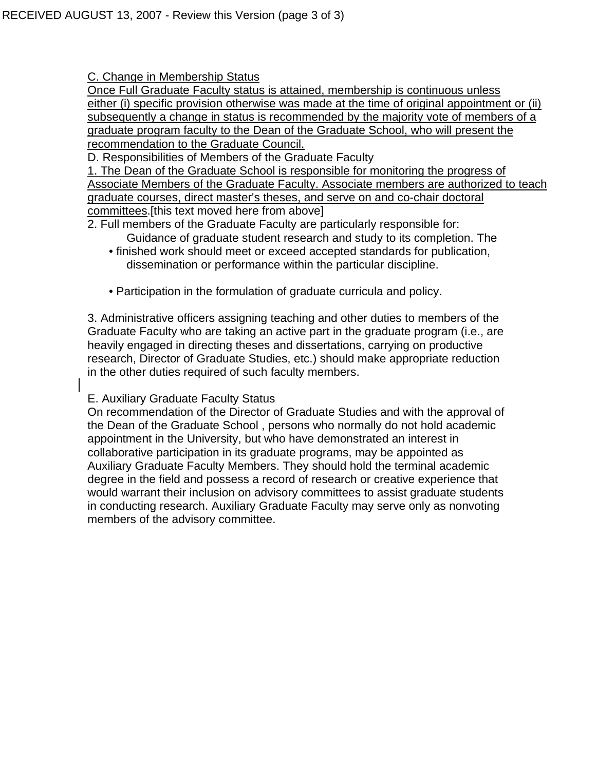C. Change in Membership Status

Once Full Graduate Faculty status is attained, membership is continuous unless either (i) specific provision otherwise was made at the time of original appointment or (ii) subsequently a change in status is recommended by the majority vote of members of a graduate program faculty to the Dean of the Graduate School, who will present the recommendation to the Graduate Council.

D. Responsibilities of Members of the Graduate Faculty

1. The Dean of the Graduate School is responsible for monitoring the progress of Associate Members of the Graduate Faculty. Associate members are authorized to teach graduate courses, direct master's theses, and serve on and co-chair doctoral committees.[this text moved here from above]
2. Full members of the Graduate Faculty are particularly responsible for:
   - Guidance of graduate student research and study to its completion. The finished work should meet or exceed accepted standards for publication, dissemination or performance within the particular discipline.
   - Participation in the formulation of graduate curricula and policy.
3. Administrative officers assigning teaching and other duties to members of the Graduate Faculty who are taking an active part in the graduate program (i.e., are heavily engaged in directing theses and dissertations, carrying on productive research, Director of Graduate Studies, etc.) should make appropriate reduction in the other duties required of such faculty members.

E. Auxiliary Graduate Faculty Status

On recommendation of the Director of Graduate Studies and with the approval of the Dean of the Graduate School , persons who normally do not hold academic appointment in the University, but who have demonstrated an interest in collaborative participation in its graduate programs, may be appointed as Auxiliary Graduate Faculty Members. They should hold the terminal academic degree in the field and possess a record of research or creative experience that would warrant their inclusion on advisory committees to assist graduate students in conducting research. Auxiliary Graduate Faculty may serve only as nonvoting members of the advisory committee.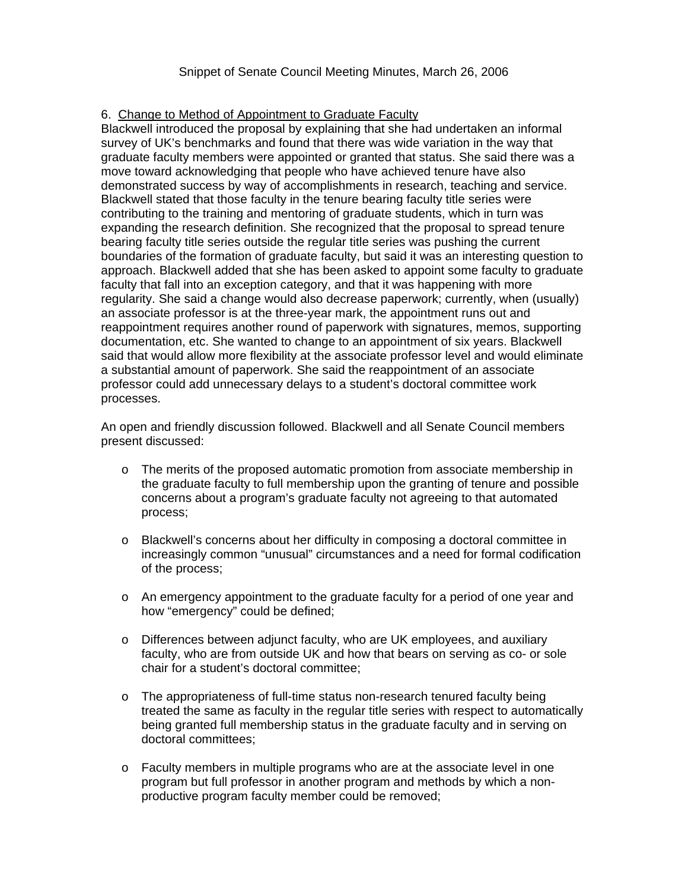Snippet of Senate Council Meeting Minutes, March 26, 2006

6. <u>Change to Method of Appointment to Graduate Faculty</u>

Blackwell introduced the proposal by explaining that she had undertaken an informal survey of UK's benchmarks and found that there was wide variation in the way that graduate faculty members were appointed or granted that status. She said there was a move toward acknowledging that people who have achieved tenure have also demonstrated success by way of accomplishments in research, teaching and service. Blackwell stated that those faculty in the tenure bearing faculty title series were contributing to the training and mentoring of graduate students, which in turn was expanding the research definition. She recognized that the proposal to spread tenure bearing faculty title series outside the regular title series was pushing the current boundaries of the formation of graduate faculty, but said it was an interesting question to approach. Blackwell added that she has been asked to appoint some faculty to graduate faculty that fall into an exception category, and that it was happening with more regularity. She said a change would also decrease paperwork; currently, when (usually) an associate professor is at the three-year mark, the appointment runs out and reappointment requires another round of paperwork with signatures, memos, supporting documentation, etc. She wanted to change to an appointment of six years. Blackwell said that would allow more flexibility at the associate professor level and would eliminate a substantial amount of paperwork. She said the reappointment of an associate professor could add unnecessary delays to a student's doctoral committee work processes.

An open and friendly discussion followed. Blackwell and all Senate Council members present discussed:

- The merits of the proposed automatic promotion from associate membership in the graduate faculty to full membership upon the granting of tenure and possible concerns about a program's graduate faculty not agreeing to that automated process;

- Blackwell's concerns about her difficulty in composing a doctoral committee in increasingly common "unusual" circumstances and a need for formal codification of the process;

- An emergency appointment to the graduate faculty for a period of one year and how "emergency" could be defined;

- Differences between adjunct faculty, who are UK employees, and auxiliary faculty, who are from outside UK and how that bears on serving as co- or sole chair for a student's doctoral committee;

- The appropriateness of full-time status non-research tenured faculty being treated the same as faculty in the regular title series with respect to automatically being granted full membership status in the graduate faculty and in serving on doctoral committees;

- Faculty members in multiple programs who are at the associate level in one program but full professor in another program and methods by which a non-productive program faculty member could be removed;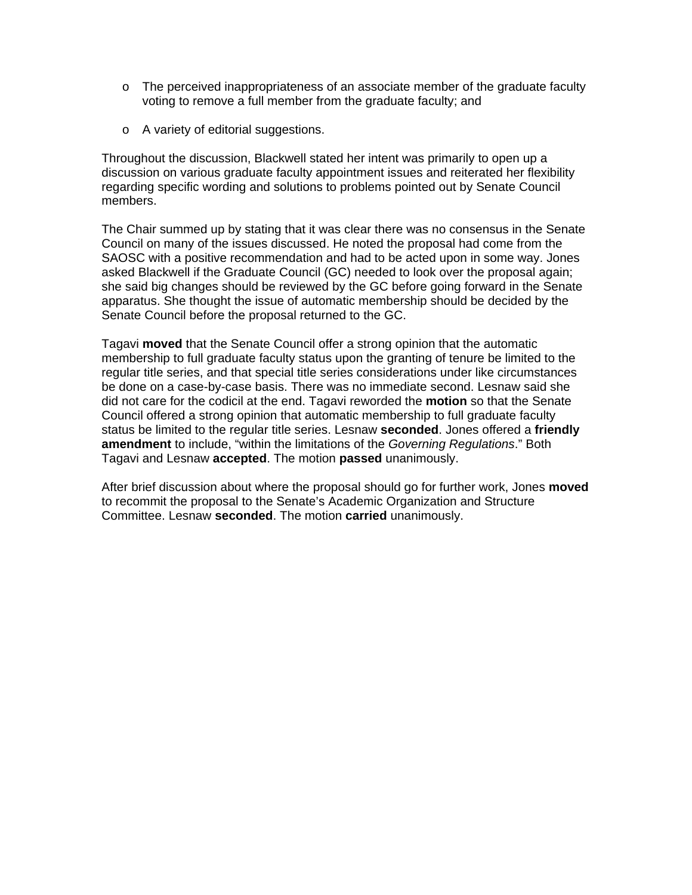- The perceived inappropriateness of an associate member of the graduate faculty voting to remove a full member from the graduate faculty; and
- A variety of editorial suggestions.

Throughout the discussion, Blackwell stated her intent was primarily to open up a discussion on various graduate faculty appointment issues and reiterated her flexibility regarding specific wording and solutions to problems pointed out by Senate Council members.

The Chair summed up by stating that it was clear there was no consensus in the Senate Council on many of the issues discussed. He noted the proposal had come from the SAOSC with a positive recommendation and had to be acted upon in some way. Jones asked Blackwell if the Graduate Council (GC) needed to look over the proposal again; she said big changes should be reviewed by the GC before going forward in the Senate apparatus. She thought the issue of automatic membership should be decided by the Senate Council before the proposal returned to the GC.

Tagavi **moved** that the Senate Council offer a strong opinion that the automatic membership to full graduate faculty status upon the granting of tenure be limited to the regular title series, and that special title series considerations under like circumstances be done on a case-by-case basis. There was no immediate second. Lesnaw said she did not care for the codicil at the end. Tagavi reworded the **motion** so that the Senate Council offered a strong opinion that automatic membership to full graduate faculty status be limited to the regular title series. Lesnaw **seconded**. Jones offered a **friendly amendment** to include, "within the limitations of the *Governing Regulations*." Both Tagavi and Lesnaw **accepted**. The motion **passed** unanimously.

After brief discussion about where the proposal should go for further work, Jones **moved** to recommit the proposal to the Senate's Academic Organization and Structure Committee. Lesnaw **seconded**. The motion **carried** unanimously.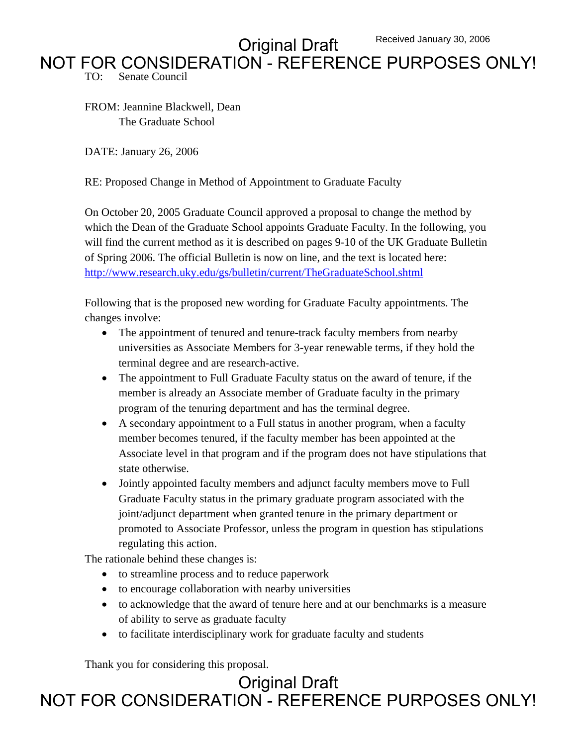Received January 30, 2006

Original Draft

NOT FOR CONSIDERATION - REFERENCE PURPOSES ONLY!

TO: Senate Council

FROM: Jeannine Blackwell, Dean
The Graduate School

DATE: January 26, 2006

RE: Proposed Change in Method of Appointment to Graduate Faculty

On October 20, 2005 Graduate Council approved a proposal to change the method by which the Dean of the Graduate School appoints Graduate Faculty. In the following, you will find the current method as it is described on pages 9-10 of the UK Graduate Bulletin of Spring 2006. The official Bulletin is now on line, and the text is located here: http://www.research.uky.edu/gs/bulletin/current/TheGraduateSchool.shtml

Following that is the proposed new wording for Graduate Faculty appointments. The changes involve:

- The appointment of tenured and tenure-track faculty members from nearby universities as Associate Members for 3-year renewable terms, if they hold the terminal degree and are research-active.
- The appointment to Full Graduate Faculty status on the award of tenure, if the member is already an Associate member of Graduate faculty in the primary program of the tenuring department and has the terminal degree.
- A secondary appointment to a Full status in another program, when a faculty member becomes tenured, if the faculty member has been appointed at the Associate level in that program and if the program does not have stipulations that state otherwise.
- Jointly appointed faculty members and adjunct faculty members move to Full Graduate Faculty status in the primary graduate program associated with the joint/adjunct department when granted tenure in the primary department or promoted to Associate Professor, unless the program in question has stipulations regulating this action.

The rationale behind these changes is:

- to streamline process and to reduce paperwork
- to encourage collaboration with nearby universities
- to acknowledge that the award of tenure here and at our benchmarks is a measure of ability to serve as graduate faculty
- to facilitate interdisciplinary work for graduate faculty and students

Thank you for considering this proposal.

Original Draft

NOT FOR CONSIDERATION - REFERENCE PURPOSES ONLY!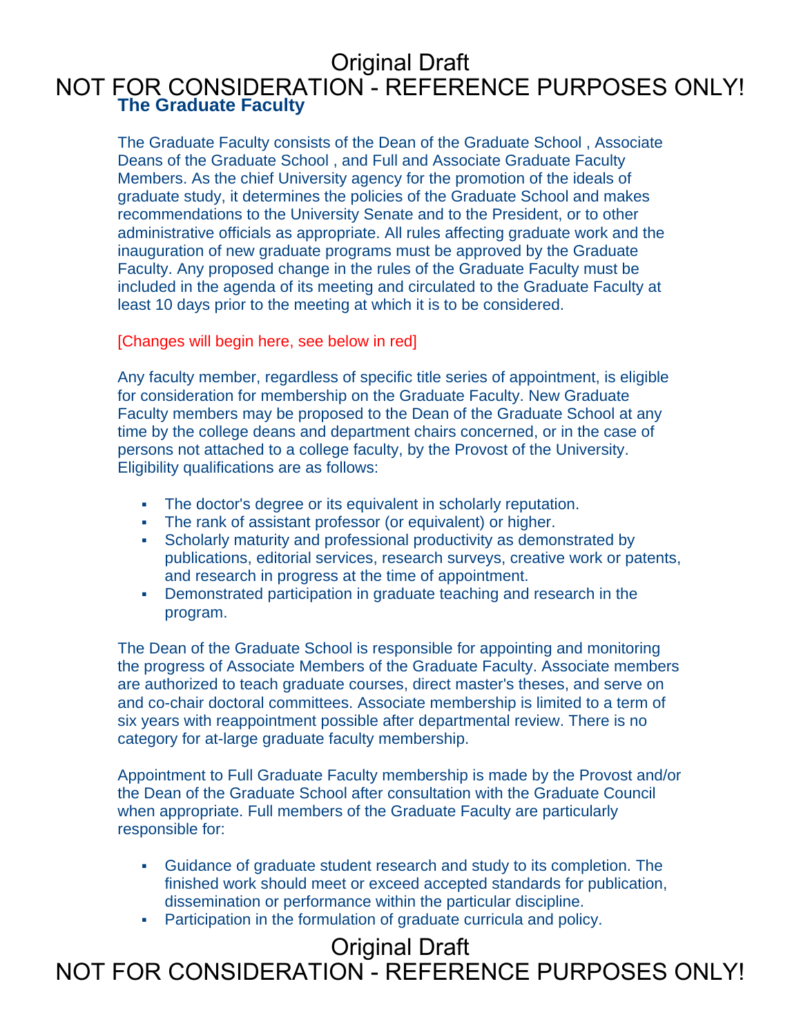Original Draft
NOT FOR CONSIDERATION - REFERENCE PURPOSES ONLY!

## The Graduate Faculty

The Graduate Faculty consists of the Dean of the Graduate School , Associate Deans of the Graduate School , and Full and Associate Graduate Faculty Members. As the chief University agency for the promotion of the ideals of graduate study, it determines the policies of the Graduate School and makes recommendations to the University Senate and to the President, or to other administrative officials as appropriate. All rules affecting graduate work and the inauguration of new graduate programs must be approved by the Graduate Faculty. Any proposed change in the rules of the Graduate Faculty must be included in the agenda of its meeting and circulated to the Graduate Faculty at least 10 days prior to the meeting at which it is to be considered.

[Changes will begin here, see below in red]

Any faculty member, regardless of specific title series of appointment, is eligible for consideration for membership on the Graduate Faculty. New Graduate Faculty members may be proposed to the Dean of the Graduate School at any time by the college deans and department chairs concerned, or in the case of persons not attached to a college faculty, by the Provost of the University. Eligibility qualifications are as follows:

- The doctor's degree or its equivalent in scholarly reputation.
- The rank of assistant professor (or equivalent) or higher.
- Scholarly maturity and professional productivity as demonstrated by publications, editorial services, research surveys, creative work or patents, and research in progress at the time of appointment.
- Demonstrated participation in graduate teaching and research in the program.

The Dean of the Graduate School is responsible for appointing and monitoring the progress of Associate Members of the Graduate Faculty. Associate members are authorized to teach graduate courses, direct master's theses, and serve on and co-chair doctoral committees. Associate membership is limited to a term of six years with reappointment possible after departmental review. There is no category for at-large graduate faculty membership.

Appointment to Full Graduate Faculty membership is made by the Provost and/or the Dean of the Graduate School after consultation with the Graduate Council when appropriate. Full members of the Graduate Faculty are particularly responsible for:

- Guidance of graduate student research and study to its completion. The finished work should meet or exceed accepted standards for publication, dissemination or performance within the particular discipline.
- Participation in the formulation of graduate curricula and policy.

Original Draft
NOT FOR CONSIDERATION - REFERENCE PURPOSES ONLY!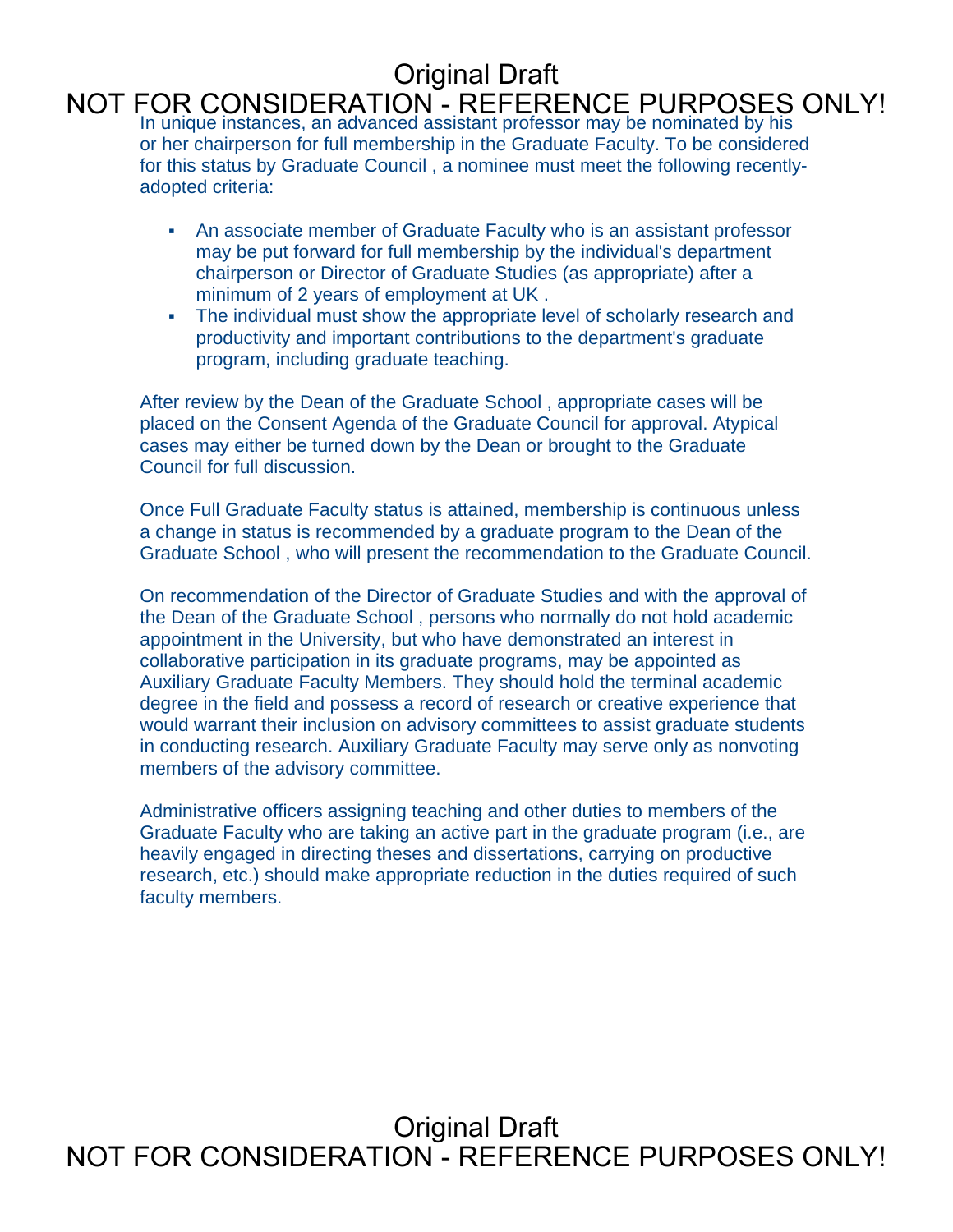In unique instances, an advanced assistant professor may be nominated by his or her chairperson for full membership in the Graduate Faculty. To be considered for this status by Graduate Council , a nominee must meet the following recently-adopted criteria:

- An associate member of Graduate Faculty who is an assistant professor may be put forward for full membership by the individual's department chairperson or Director of Graduate Studies (as appropriate) after a minimum of 2 years of employment at UK .
- The individual must show the appropriate level of scholarly research and productivity and important contributions to the department's graduate program, including graduate teaching.

After review by the Dean of the Graduate School , appropriate cases will be placed on the Consent Agenda of the Graduate Council for approval. Atypical cases may either be turned down by the Dean or brought to the Graduate Council for full discussion.

Once Full Graduate Faculty status is attained, membership is continuous unless a change in status is recommended by a graduate program to the Dean of the Graduate School , who will present the recommendation to the Graduate Council.

On recommendation of the Director of Graduate Studies and with the approval of the Dean of the Graduate School , persons who normally do not hold academic appointment in the University, but who have demonstrated an interest in collaborative participation in its graduate programs, may be appointed as Auxiliary Graduate Faculty Members. They should hold the terminal academic degree in the field and possess a record of research or creative experience that would warrant their inclusion on advisory committees to assist graduate students in conducting research. Auxiliary Graduate Faculty may serve only as nonvoting members of the advisory committee.

Administrative officers assigning teaching and other duties to members of the Graduate Faculty who are taking an active part in the graduate program (i.e., are heavily engaged in directing theses and dissertations, carrying on productive research, etc.) should make appropriate reduction in the duties required of such faculty members.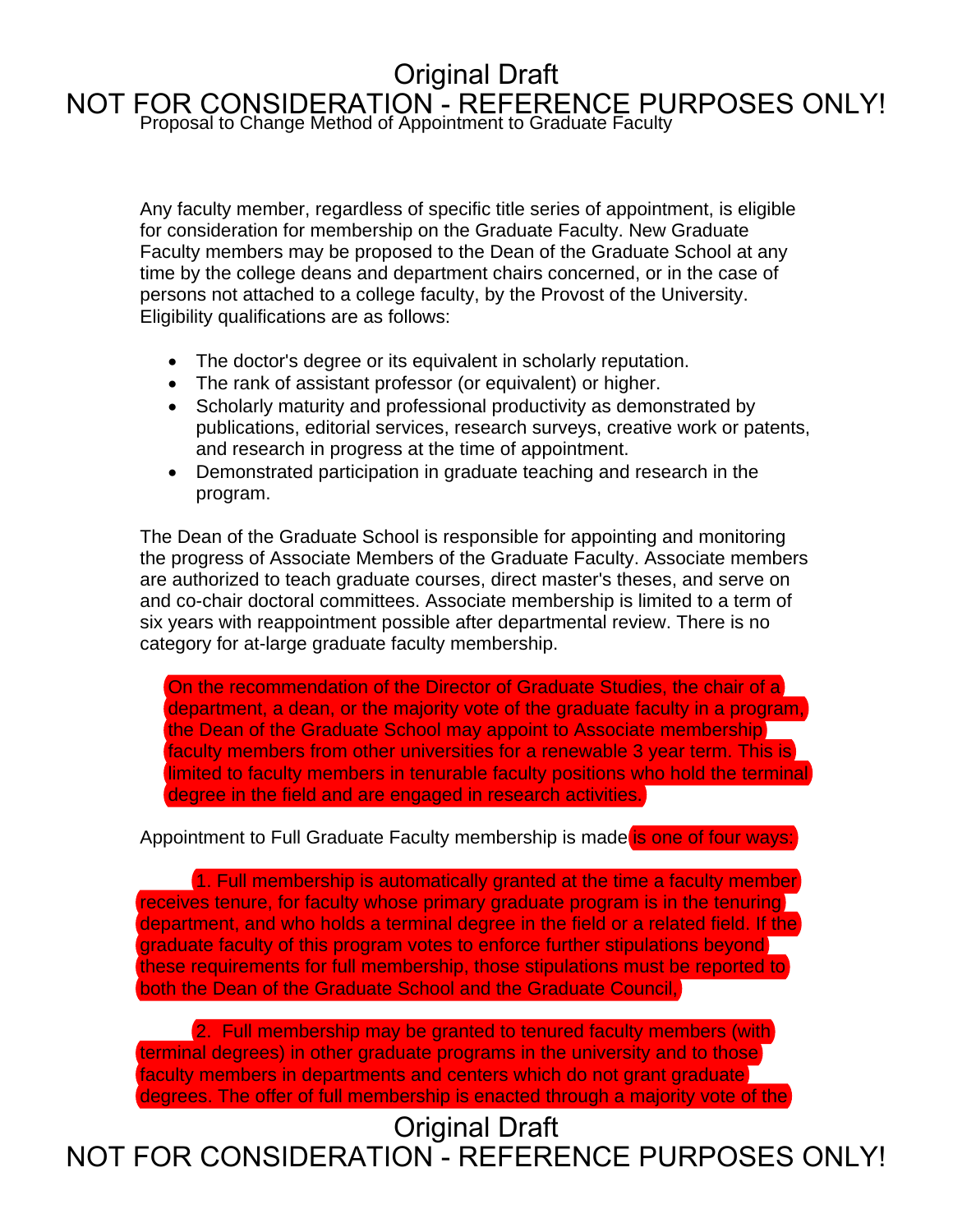Proposal to Change Method of Appointment to Graduate Faculty

Any faculty member, regardless of specific title series of appointment, is eligible for consideration for membership on the Graduate Faculty. New Graduate Faculty members may be proposed to the Dean of the Graduate School at any time by the college deans and department chairs concerned, or in the case of persons not attached to a college faculty, by the Provost of the University. Eligibility qualifications are as follows:

- The doctor's degree or its equivalent in scholarly reputation.
- The rank of assistant professor (or equivalent) or higher.
- Scholarly maturity and professional productivity as demonstrated by publications, editorial services, research surveys, creative work or patents, and research in progress at the time of appointment.
- Demonstrated participation in graduate teaching and research in the program.

The Dean of the Graduate School is responsible for appointing and monitoring the progress of Associate Members of the Graduate Faculty. Associate members are authorized to teach graduate courses, direct master's theses, and serve on and co-chair doctoral committees. Associate membership is limited to a term of six years with reappointment possible after departmental review. There is no category for at-large graduate faculty membership.

On the recommendation of the Director of Graduate Studies, the chair of a department, a dean, or the majority vote of the graduate faculty in a program, the Dean of the Graduate School may appoint to Associate membership faculty members from other universities for a renewable 3 year term. This is limited to faculty members in tenurable faculty positions who hold the terminal degree in the field and are engaged in research activities.

Appointment to Full Graduate Faculty membership is made is one of four ways:

1. Full membership is automatically granted at the time a faculty member receives tenure, for faculty whose primary graduate program is in the tenuring department, and who holds a terminal degree in the field or a related field. If the graduate faculty of this program votes to enforce further stipulations beyond these requirements for full membership, those stipulations must be reported to both the Dean of the Graduate School and the Graduate Council,

2. Full membership may be granted to tenured faculty members (with terminal degrees) in other graduate programs in the university and to those faculty members in departments and centers which do not grant graduate degrees. The offer of full membership is enacted through a majority vote of the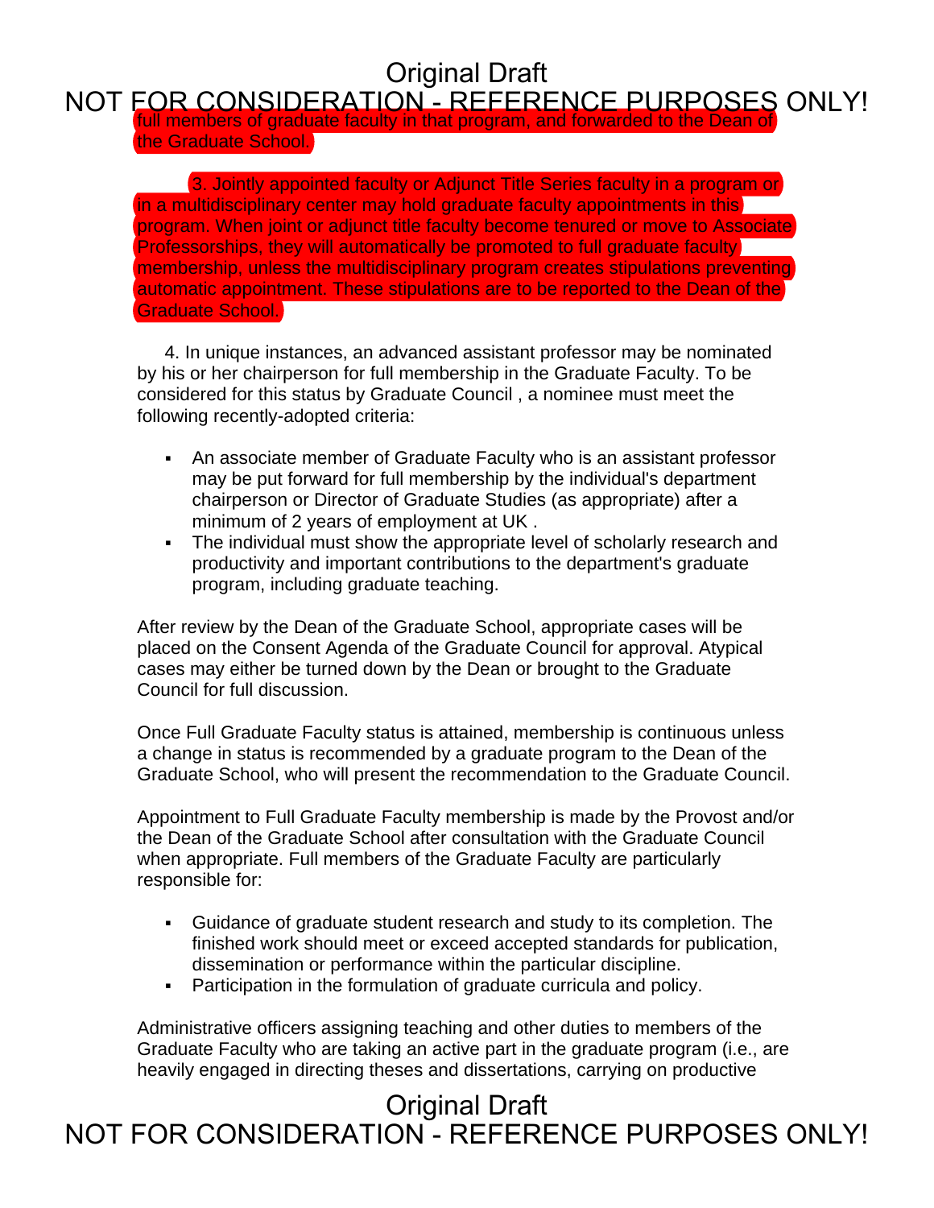full members of graduate faculty in that program, and forwarded to the Dean of the Graduate School.

3. Jointly appointed faculty or Adjunct Title Series faculty in a program or in a multidisciplinary center may hold graduate faculty appointments in this program. When joint or adjunct title faculty become tenured or move to Associate Professorships, they will automatically be promoted to full graduate faculty membership, unless the multidisciplinary program creates stipulations preventing automatic appointment. These stipulations are to be reported to the Dean of the Graduate School.

4. In unique instances, an advanced assistant professor may be nominated by his or her chairperson for full membership in the Graduate Faculty. To be considered for this status by Graduate Council , a nominee must meet the following recently-adopted criteria:

- An associate member of Graduate Faculty who is an assistant professor may be put forward for full membership by the individual's department chairperson or Director of Graduate Studies (as appropriate) after a minimum of 2 years of employment at UK .
- The individual must show the appropriate level of scholarly research and productivity and important contributions to the department's graduate program, including graduate teaching.

After review by the Dean of the Graduate School, appropriate cases will be placed on the Consent Agenda of the Graduate Council for approval. Atypical cases may either be turned down by the Dean or brought to the Graduate Council for full discussion.

Once Full Graduate Faculty status is attained, membership is continuous unless a change in status is recommended by a graduate program to the Dean of the Graduate School, who will present the recommendation to the Graduate Council.

Appointment to Full Graduate Faculty membership is made by the Provost and/or the Dean of the Graduate School after consultation with the Graduate Council when appropriate. Full members of the Graduate Faculty are particularly responsible for:

- Guidance of graduate student research and study to its completion. The finished work should meet or exceed accepted standards for publication, dissemination or performance within the particular discipline.
- Participation in the formulation of graduate curricula and policy.

Administrative officers assigning teaching and other duties to members of the Graduate Faculty who are taking an active part in the graduate program (i.e., are heavily engaged in directing theses and dissertations, carrying on productive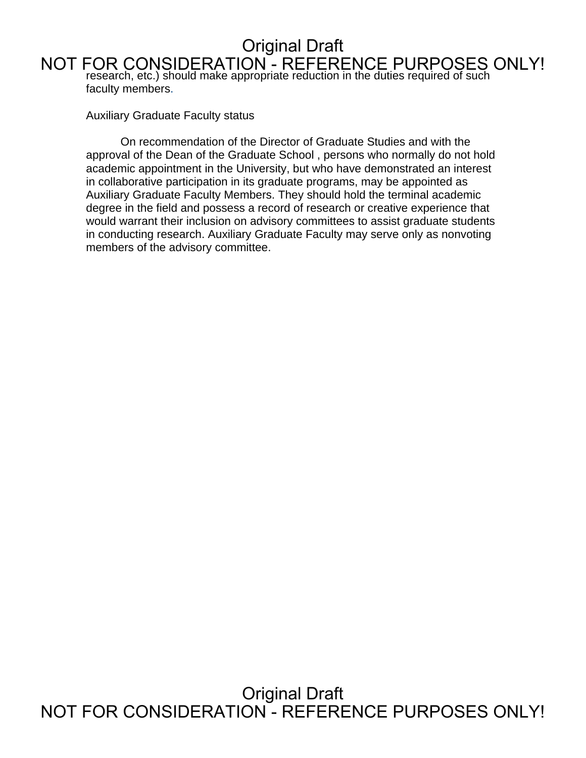research, etc.) should make appropriate reduction in the duties required of such faculty members.

Auxiliary Graduate Faculty status

On recommendation of the Director of Graduate Studies and with the approval of the Dean of the Graduate School , persons who normally do not hold academic appointment in the University, but who have demonstrated an interest in collaborative participation in its graduate programs, may be appointed as Auxiliary Graduate Faculty Members. They should hold the terminal academic degree in the field and possess a record of research or creative experience that would warrant their inclusion on advisory committees to assist graduate students in conducting research. Auxiliary Graduate Faculty may serve only as nonvoting members of the advisory committee.